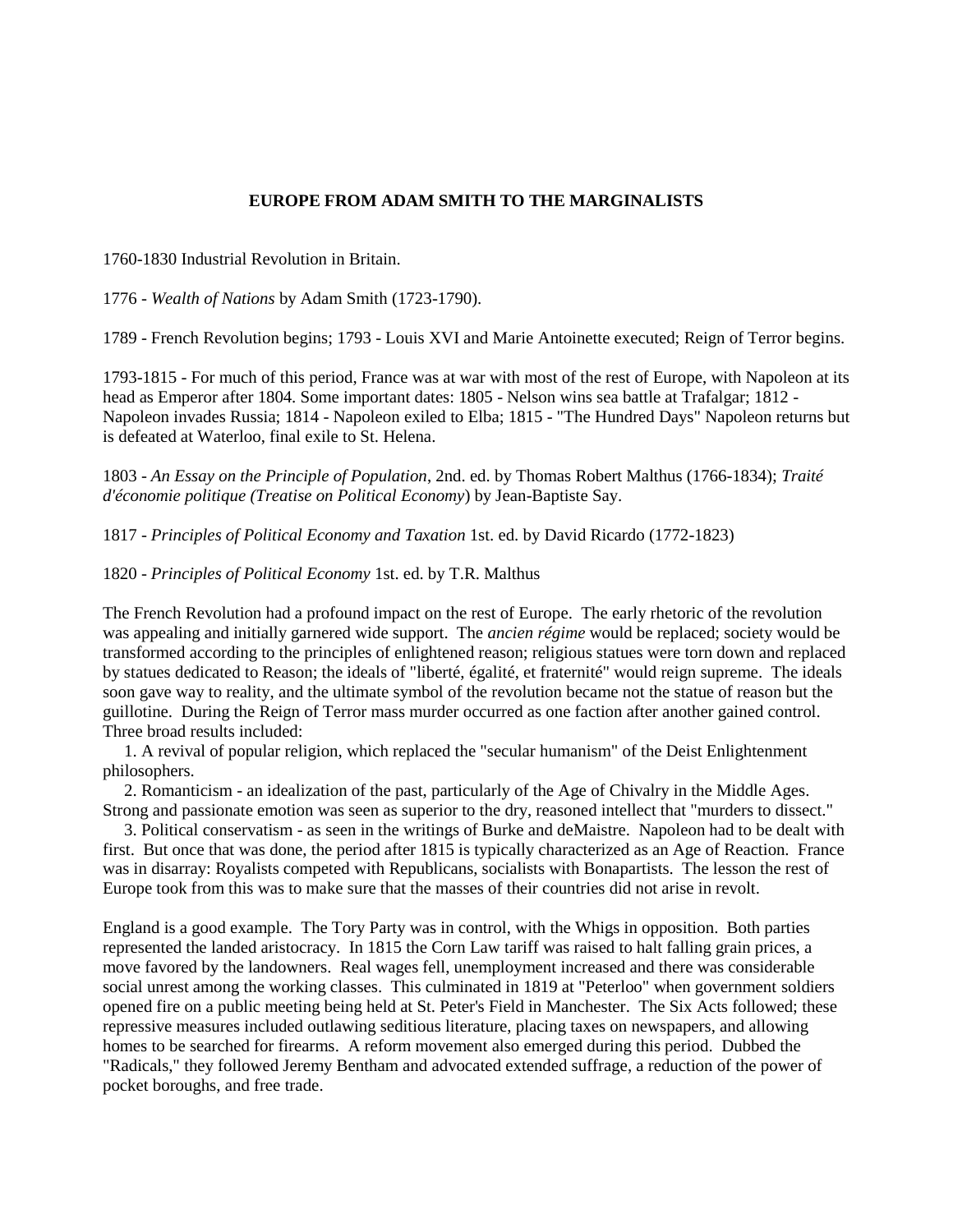# EUROPE FROM ADAM SMITH TO THE MARGINALISTS

1760-1830 Industrial Revolution in Britain.

1776 - *Wealth of Nations* by Adam Smith (1723-1790).

1789 - French Revolution begins; 1793 - Louis XVI and Marie Antoinette executed; Reign of Terror begins.

1793-1815 - For much of this period, France was at war with most of the rest of Europe, with Napoleon at its head as Emperor after 1804. Some important dates: 1805 - Nelson wins sea battle at Trafalgar; 1812 - Napoleon invades Russia; 1814 - Napoleon exiled to Elba; 1815 - "The Hundred Days" Napoleon returns but is defeated at Waterloo, final exile to St. Helena.

1803 - *An Essay on the Principle of Population*, 2nd. ed. by Thomas Robert Malthus (1766-1834); *Traité d'économie politique (Treatise on Political Economy*) by Jean-Baptiste Say.

1817 - *Principles of Political Economy and Taxation* 1st. ed. by David Ricardo (1772-1823)

1820 - *Principles of Political Economy* 1st. ed. by T.R. Malthus

The French Revolution had a profound impact on the rest of Europe. The early rhetoric of the revolution was appealing and initially garnered wide support. The *ancien régime* would be replaced; society would be transformed according to the principles of enlightened reason; religious statues were torn down and replaced by statues dedicated to Reason; the ideals of "liberté, égalité, et fraternité" would reign supreme. The ideals soon gave way to reality, and the ultimate symbol of the revolution became not the statue of reason but the guillotine. During the Reign of Terror mass murder occurred as one faction after another gained control. Three broad results included:

1. A revival of popular religion, which replaced the "secular humanism" of the Deist Enlightenment philosophers.
2. Romanticism - an idealization of the past, particularly of the Age of Chivalry in the Middle Ages. Strong and passionate emotion was seen as superior to the dry, reasoned intellect that "murders to dissect."
3. Political conservatism - as seen in the writings of Burke and deMaistre. Napoleon had to be dealt with first. But once that was done, the period after 1815 is typically characterized as an Age of Reaction. France was in disarray: Royalists competed with Republicans, socialists with Bonapartists. The lesson the rest of Europe took from this was to make sure that the masses of their countries did not arise in revolt.

England is a good example. The Tory Party was in control, with the Whigs in opposition. Both parties represented the landed aristocracy. In 1815 the Corn Law tariff was raised to halt falling grain prices, a move favored by the landowners. Real wages fell, unemployment increased and there was considerable social unrest among the working classes. This culminated in 1819 at "Peterloo" when government soldiers opened fire on a public meeting being held at St. Peter's Field in Manchester. The Six Acts followed; these repressive measures included outlawing seditious literature, placing taxes on newspapers, and allowing homes to be searched for firearms. A reform movement also emerged during this period. Dubbed the "Radicals," they followed Jeremy Bentham and advocated extended suffrage, a reduction of the power of pocket boroughs, and free trade.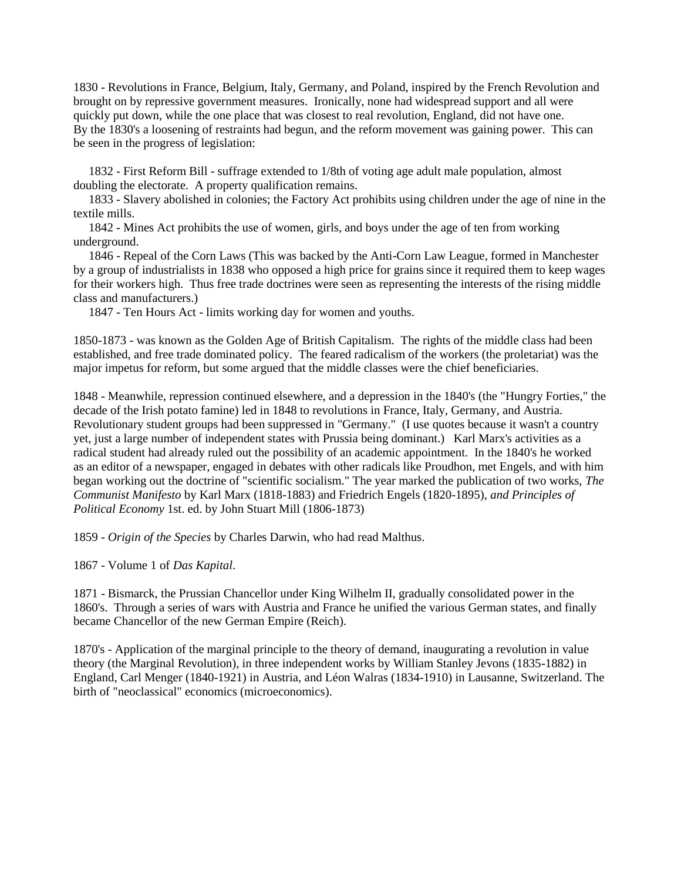1830 - Revolutions in France, Belgium, Italy, Germany, and Poland, inspired by the French Revolution and brought on by repressive government measures. Ironically, none had widespread support and all were quickly put down, while the one place that was closest to real revolution, England, did not have one. By the 1830's a loosening of restraints had begun, and the reform movement was gaining power. This can be seen in the progress of legislation:

1832 - First Reform Bill - suffrage extended to 1/8th of voting age adult male population, almost doubling the electorate. A property qualification remains.

1833 - Slavery abolished in colonies; the Factory Act prohibits using children under the age of nine in the textile mills.

1842 - Mines Act prohibits the use of women, girls, and boys under the age of ten from working underground.

1846 - Repeal of the Corn Laws (This was backed by the Anti-Corn Law League, formed in Manchester by a group of industrialists in 1838 who opposed a high price for grains since it required them to keep wages for their workers high. Thus free trade doctrines were seen as representing the interests of the rising middle class and manufacturers.)

1847 - Ten Hours Act - limits working day for women and youths.

1850-1873 - was known as the Golden Age of British Capitalism. The rights of the middle class had been established, and free trade dominated policy. The feared radicalism of the workers (the proletariat) was the major impetus for reform, but some argued that the middle classes were the chief beneficiaries.

1848 - Meanwhile, repression continued elsewhere, and a depression in the 1840's (the "Hungry Forties," the decade of the Irish potato famine) led in 1848 to revolutions in France, Italy, Germany, and Austria. Revolutionary student groups had been suppressed in "Germany." (I use quotes because it wasn't a country yet, just a large number of independent states with Prussia being dominant.) Karl Marx's activities as a radical student had already ruled out the possibility of an academic appointment. In the 1840's he worked as an editor of a newspaper, engaged in debates with other radicals like Proudhon, met Engels, and with him began working out the doctrine of "scientific socialism." The year marked the publication of two works, *The Communist Manifesto* by Karl Marx (1818-1883) and Friedrich Engels (1820-1895), *and Principles of Political Economy* 1st. ed. by John Stuart Mill (1806-1873)

1859 - *Origin of the Species* by Charles Darwin, who had read Malthus.

1867 - Volume 1 of *Das Kapital*.

1871 - Bismarck, the Prussian Chancellor under King Wilhelm II, gradually consolidated power in the 1860's. Through a series of wars with Austria and France he unified the various German states, and finally became Chancellor of the new German Empire (Reich).

1870's - Application of the marginal principle to the theory of demand, inaugurating a revolution in value theory (the Marginal Revolution), in three independent works by William Stanley Jevons (1835-1882) in England, Carl Menger (1840-1921) in Austria, and Léon Walras (1834-1910) in Lausanne, Switzerland. The birth of "neoclassical" economics (microeconomics).